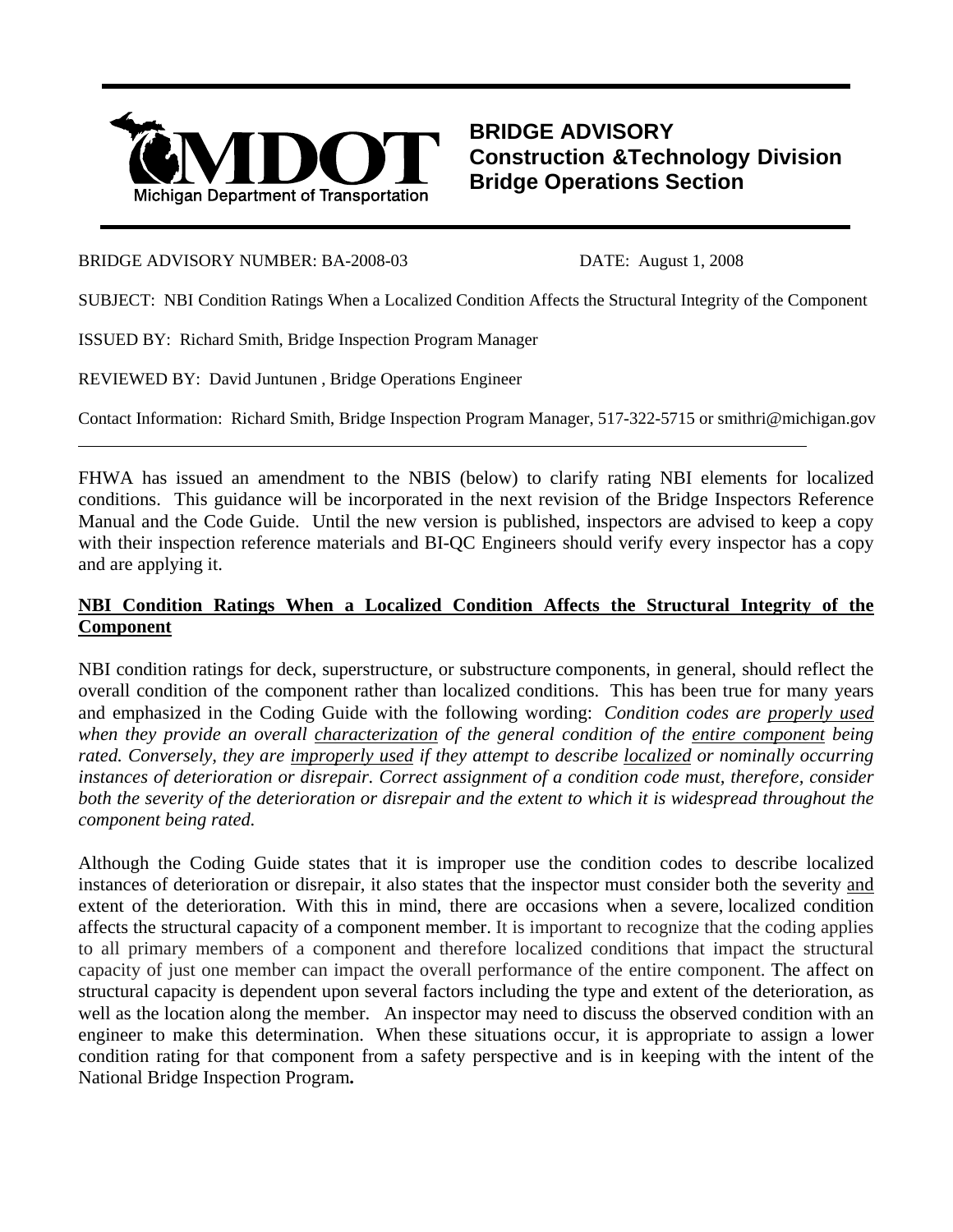Michigan Department of Transportation

**MDOT**

# BRIDGE ADVISORY
## Construction &Technology Division
## Bridge Operations Section

BRIDGE ADVISORY NUMBER: BA-2008-03 DATE: August 1, 2008

SUBJECT: NBI Condition Ratings When a Localized Condition Affects the Structural Integrity of the Component

ISSUED BY: Richard Smith, Bridge Inspection Program Manager

REVIEWED BY: David Juntunen , Bridge Operations Engineer

Contact Information: Richard Smith, Bridge Inspection Program Manager, 517-322-5715 or smithri@michigan.gov

---

FHWA has issued an amendment to the NBIS (below) to clarify rating NBI elements for localized conditions. This guidance will be incorporated in the next revision of the Bridge Inspectors Reference Manual and the Code Guide. Until the new version is published, inspectors are advised to keep a copy with their inspection reference materials and BI-QC Engineers should verify every inspector has a copy and are applying it.

**<u>NBI Condition Ratings When a Localized Condition Affects the Structural Integrity of the Component</u>**

NBI condition ratings for deck, superstructure, or substructure components, in general, should reflect the overall condition of the component rather than localized conditions. This has been true for many years and emphasized in the Coding Guide with the following wording: *Condition codes are <u>properly used</u> when they provide an overall <u>characterization</u> of the general condition of the <u>entire component</u> being rated. Conversely, they are <u>improperly used</u> if they attempt to describe <u>localized</u> or nominally occurring instances of deterioration or disrepair. Correct assignment of a condition code must, therefore, consider both the severity of the deterioration or disrepair and the extent to which it is widespread throughout the component being rated.*

Although the Coding Guide states that it is improper use the condition codes to describe localized instances of deterioration or disrepair, it also states that the inspector must consider both the severity <u>and</u> extent of the deterioration. With this in mind, there are occasions when a severe, localized condition affects the structural capacity of a component member. It is important to recognize that the coding applies to all primary members of a component and therefore localized conditions that impact the structural capacity of just one member can impact the overall performance of the entire component. The affect on structural capacity is dependent upon several factors including the type and extent of the deterioration, as well as the location along the member. An inspector may need to discuss the observed condition with an engineer to make this determination. When these situations occur, it is appropriate to assign a lower condition rating for that component from a safety perspective and is in keeping with the intent of the National Bridge Inspection Program**.**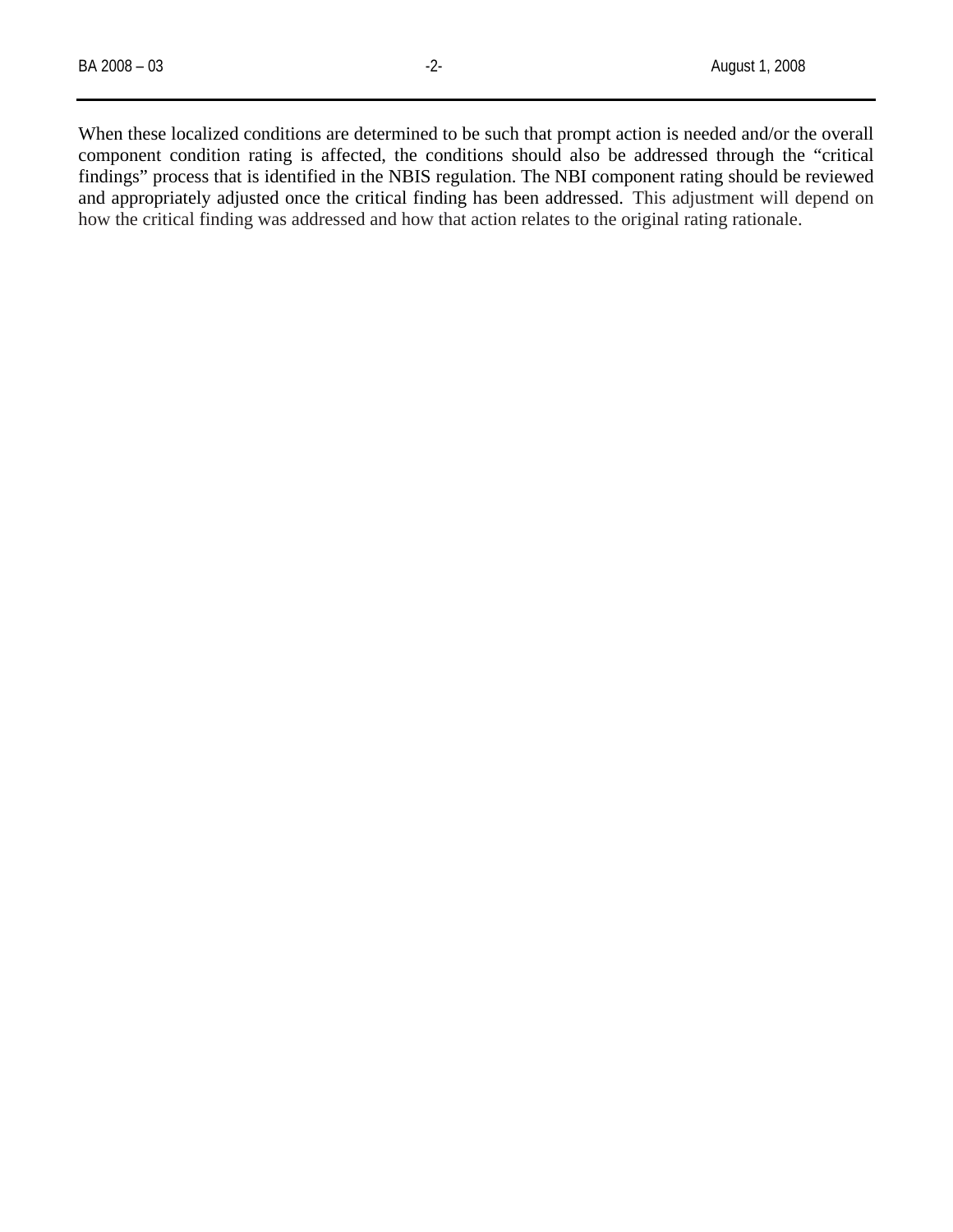When these localized conditions are determined to be such that prompt action is needed and/or the overall component condition rating is affected, the conditions should also be addressed through the "critical findings" process that is identified in the NBIS regulation. The NBI component rating should be reviewed and appropriately adjusted once the critical finding has been addressed. This adjustment will depend on how the critical finding was addressed and how that action relates to the original rating rationale.